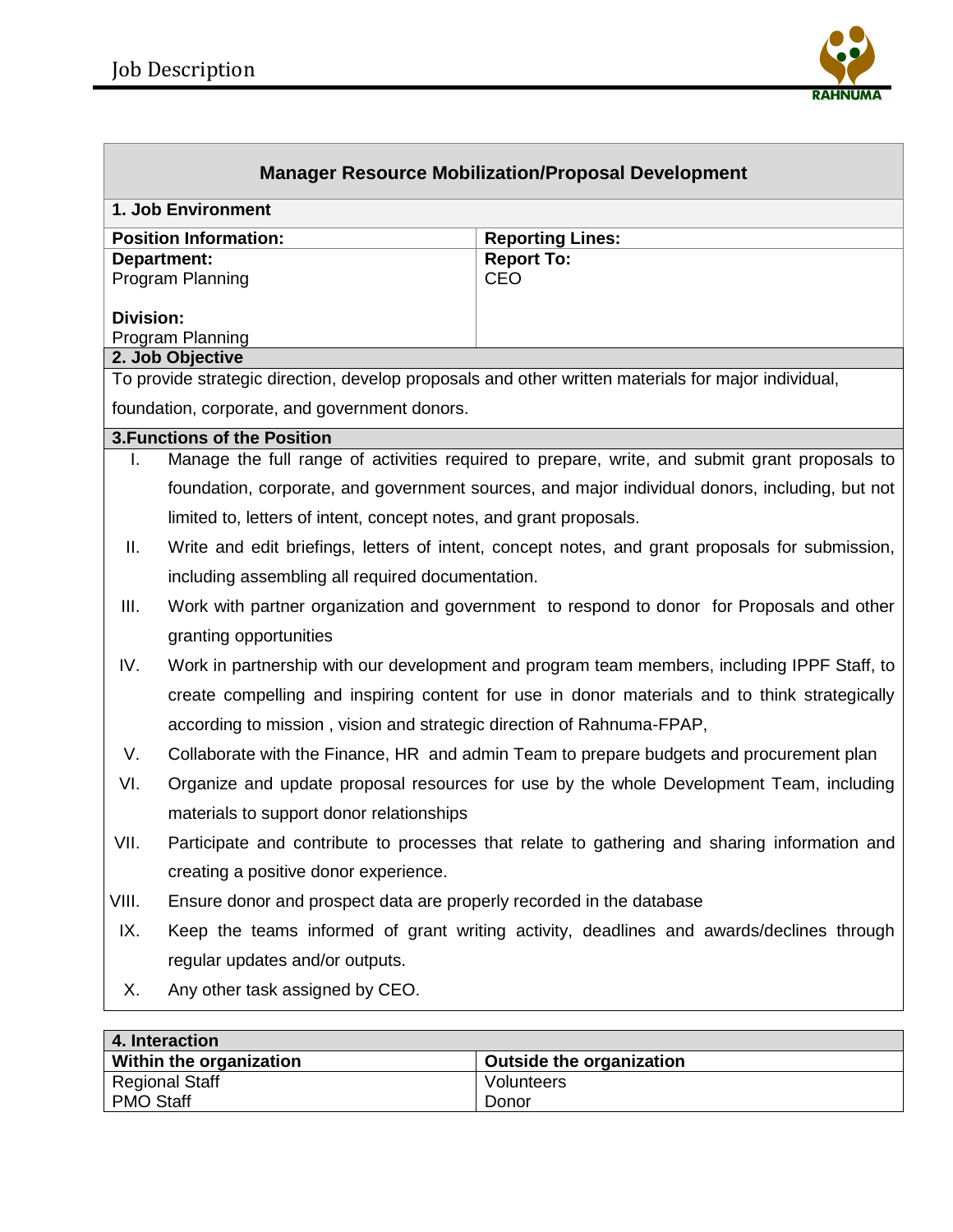# Job Description

## Manager Resource Mobilization/Proposal Development

### 1. Job Environment

| Position Information: | Reporting Lines: |
|---|---|
| **Department:** Program Planning<br><br>**Division:** Program Planning | **Report To:** CEO |

### 2. Job Objective

To provide strategic direction, develop proposals and other written materials for major individual, foundation, corporate, and government donors.

### 3.Functions of the Position

I. Manage the full range of activities required to prepare, write, and submit grant proposals to foundation, corporate, and government sources, and major individual donors, including, but not limited to, letters of intent, concept notes, and grant proposals.

II. Write and edit briefings, letters of intent, concept notes, and grant proposals for submission, including assembling all required documentation.

III. Work with partner organization and government to respond to donor for Proposals and other granting opportunities

IV. Work in partnership with our development and program team members, including IPPF Staff, to create compelling and inspiring content for use in donor materials and to think strategically according to mission , vision and strategic direction of Rahnuma-FPAP,

V. Collaborate with the Finance, HR and admin Team to prepare budgets and procurement plan

VI. Organize and update proposal resources for use by the whole Development Team, including materials to support donor relationships

VII. Participate and contribute to processes that relate to gathering and sharing information and creating a positive donor experience.

VIII. Ensure donor and prospect data are properly recorded in the database

IX. Keep the teams informed of grant writing activity, deadlines and awards/declines through regular updates and/or outputs.

X. Any other task assigned by CEO.

### 4. Interaction

| Within the organization | Outside the organization |
|---|---|
| Regional Staff | Volunteers |
| PMO Staff | Donor |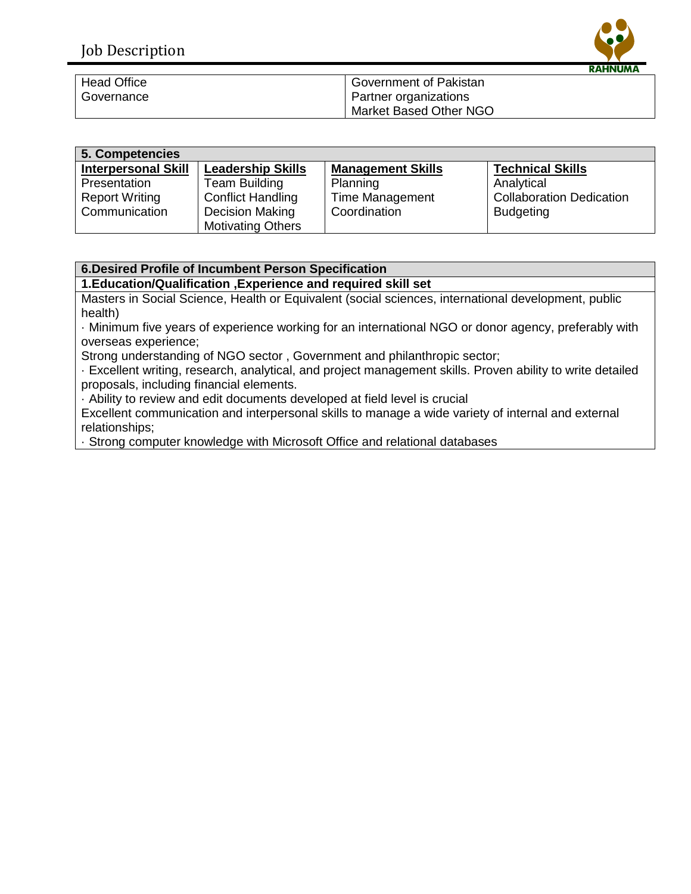| | |
|---|---|
| Head Office<br>Governance | Government of Pakistan<br>Partner organizations<br>Market Based Other NGO |

| 5. Competencies | | | |
|---|---|---|---|
| **Interpersonal Skill** | **Leadership Skills** | **Management Skills** | **Technical Skills** |
| Presentation<br>Report Writing<br>Communication | Team Building<br>Conflict Handling<br>Decision Making<br>Motivating Others | Planning<br>Time Management<br>Coordination | Analytical<br>Collaboration Dedication<br>Budgeting |

**6.Desired Profile of Incumbent Person Specification**

**1.Education/Qualification ,Experience and required skill set**

Masters in Social Science, Health or Equivalent (social sciences, international development, public health)

· Minimum five years of experience working for an international NGO or donor agency, preferably with overseas experience;

Strong understanding of NGO sector , Government and philanthropic sector;

· Excellent writing, research, analytical, and project management skills. Proven ability to write detailed proposals, including financial elements.

· Ability to review and edit documents developed at field level is crucial

Excellent communication and interpersonal skills to manage a wide variety of internal and external relationships;

· Strong computer knowledge with Microsoft Office and relational databases